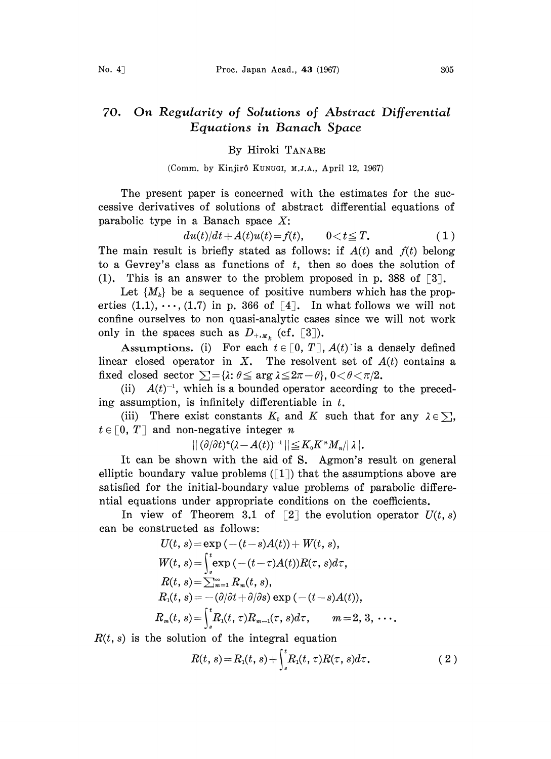# 70. On Regularity of Solutions of Abstract Differential Equations in Banach Space

By Hiroki TANABE

(Comm. by Kinjirô KUNUGI, M.J.A., April 12, 1967)

The present paper is concerned with the estimates for the successive derivatives of solutions of abstract differential equations of parabolic type in a Banach space $X$:

$$du(t)/dt + A(t)u(t) = f(t), \qquad 0 < t \leqq T. \tag{1}$$

The main result is briefly stated as follows: if $A(t)$ and $f(t)$ belong to a Gevrey's class as functions of $t$, then so does the solution of (1). This is an answer to the problem proposed in p. 388 of [3].

Let $\{M_k\}$ be a sequence of positive numbers which has the properties (1.1), $\cdots$, (1.7) in p. 366 of [4]. In what follows we will not confine ourselves to non quasi-analytic cases since we will not work only in the spaces such as $D_{+, M_k}$ (cf. [3]).

**Assumptions.** (i) For each $t \in [0, T]$, $A(t)$ is a densely defined linear closed operator in $X$. The resolvent set of $A(t)$ contains a fixed closed sector $\sum = \{\lambda : \theta \leqq \arg \lambda \leqq 2\pi - \theta\}$, $0 < \theta < \pi/2$.

(ii) $A(t)^{-1}$, which is a bounded operator according to the preceding assumption, is infinitely differentiable in $t$.

(iii) There exist constants $K_0$ and $K$ such that for any $\lambda \in \sum$, $t \in [0, T]$ and non-negative integer $n$

$$\| (\partial/\partial t)^n (\lambda - A(t))^{-1} \| \leqq K_0 K^n M_n / |\lambda|.$$

It can be shown with the aid of S. Agmon's result on general elliptic boundary value problems ([1]) that the assumptions above are satisfied for the initial-boundary value problems of parabolic differential equations under appropriate conditions on the coefficients.

In view of Theorem 3.1 of [2] the evolution operator $U(t, s)$ can be constructed as follows:

$$U(t, s) = \exp(-(t-s)A(t)) + W(t, s),$$

$$W(t, s) = \int_s^t \exp(-(t-\tau)A(t)) R(\tau, s) d\tau,$$

$$R(t, s) = \sum_{m=1}^{\infty} R_m(t, s),$$

$$R_1(t, s) = -(\partial/\partial t + \partial/\partial s) \exp(-(t-s)A(t)),$$

$$R_m(t, s) = \int_s^t R_1(t, \tau) R_{m-1}(\tau, s) d\tau, \qquad m = 2, 3, \cdots.$$

$R(t, s)$ is the solution of the integral equation

$$R(t, s) = R_1(t, s) + \int_s^t R_1(t, \tau) R(\tau, s) d\tau. \tag{2}$$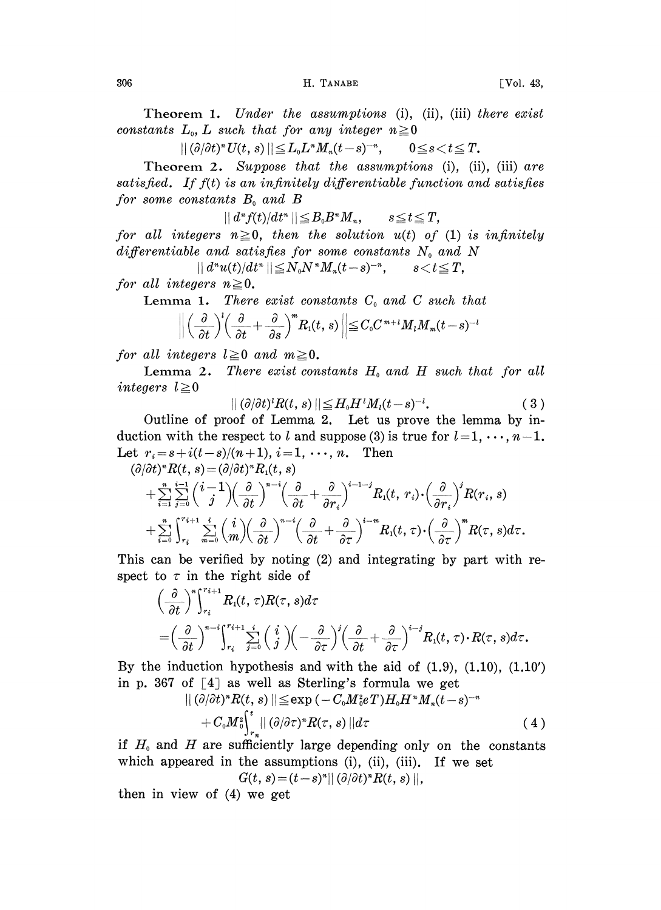**Theorem 1.** *Under the assumptions* (i), (ii), (iii) *there exist constants* $L_0, L$ *such that for any integer* $n \geqq 0$

$$\|(\partial/\partial t)^n U(t, s)\| \leqq L_0 L^n M_n (t-s)^{-n}, \qquad 0 \leqq s < t \leqq T.$$

**Theorem 2.** *Suppose that the assumptions* (i), (ii), (iii) *are satisfied. If* $f(t)$ *is an infinitely differentiable function and satisfies for some constants* $B_0$ *and* $B$

$$\|d^n f(t)/dt^n\| \leqq B_0 B^n M_n, \qquad s \leqq t \leqq T,$$

*for all integers* $n \geqq 0$, *then the solution* $u(t)$ *of* (1) *is infinitely differentiable and satisfies for some constants* $N_0$ *and* $N$

$$\|d^n u(t)/dt^n\| \leqq N_0 N^n M_n (t-s)^{-n}, \qquad s < t \leqq T,$$

*for all integers* $n \geqq 0$.

**Lemma 1.** *There exist constants* $C_0$ *and* $C$ *such that*

$$\left\| \left(\frac{\partial}{\partial t}\right)^l \left(\frac{\partial}{\partial t} + \frac{\partial}{\partial s}\right)^m R_1(t, s) \right\| \leqq C_0 C^{m+l} M_l M_m (t-s)^{-l}$$

*for all integers* $l \geqq 0$ *and* $m \geqq 0$.

**Lemma 2.** *There exist constants* $H_0$ *and* $H$ *such that for all integers* $l \geqq 0$

$$\|(\partial/\partial t)^l R(t, s)\| \leqq H_0 H^l M_l (t-s)^{-l}. \tag{3}$$

Outline of proof of Lemma 2. Let us prove the lemma by induction with the respect to $l$ and suppose (3) is true for $l = 1, \cdots, n-1$. Let $r_i = s + i(t-s)/(n+1)$, $i = 1, \cdots, n$. Then

$$\begin{aligned}
(\partial/\partial t)^n R(t, s) &= (\partial/\partial t)^n R_1(t, s) \\
&+ \sum_{i=1}^{n} \sum_{j=0}^{i-1} \binom{i-1}{j} \left(\frac{\partial}{\partial t}\right)^{n-i} \left(\frac{\partial}{\partial t} + \frac{\partial}{\partial r_i}\right)^{i-1-j} R_1(t, r_i) \cdot \left(\frac{\partial}{\partial r_i}\right)^j R(r_i, s) \\
&+ \sum_{i=0}^{n} \int_{r_i}^{r_{i+1}} \sum_{m=0}^{i} \binom{i}{m} \left(\frac{\partial}{\partial t}\right)^{n-i} \left(\frac{\partial}{\partial t} + \frac{\partial}{\partial \tau}\right)^{i-m} R_1(t, \tau) \cdot \left(\frac{\partial}{\partial \tau}\right)^m R(\tau, s) d\tau.
\end{aligned}$$

This can be verified by noting (2) and integrating by part with respect to $\tau$ in the right side of

$$\begin{aligned}
&\left(\frac{\partial}{\partial t}\right)^n \int_{r_i}^{r_{i+1}} R_1(t, \tau) R(\tau, s) d\tau \\
&= \left(\frac{\partial}{\partial t}\right)^{n-i} \int_{r_i}^{r_{i+1}} \sum_{j=0}^{i} \binom{i}{j} \left(-\frac{\partial}{\partial \tau}\right)^j \left(\frac{\partial}{\partial t} + \frac{\partial}{\partial \tau}\right)^{i-j} R_1(t, \tau) \cdot R(\tau, s) d\tau.
\end{aligned}$$

By the induction hypothesis and with the aid of (1.9), (1.10), (1.10′) in p. 367 of [4] as well as Sterling's formula we get

$$\begin{aligned}
\|(\partial/\partial t)^n R(t, s)\| &\leqq \exp(-C_0 M_0^2 e T) H_0 H^n M_n (t-s)^{-n} \\
&+ C_0 M_0^2 \int_{r_n}^{t} \|(\partial/\partial \tau)^n R(\tau, s)\| d\tau
\end{aligned} \tag{4}$$

if $H_0$ and $H$ are sufficiently large depending only on the constants which appeared in the assumptions (i), (ii), (iii). If we set

$$G(t, s) = (t-s)^n \|(\partial/\partial t)^n R(t, s)\|,$$

then in view of (4) we get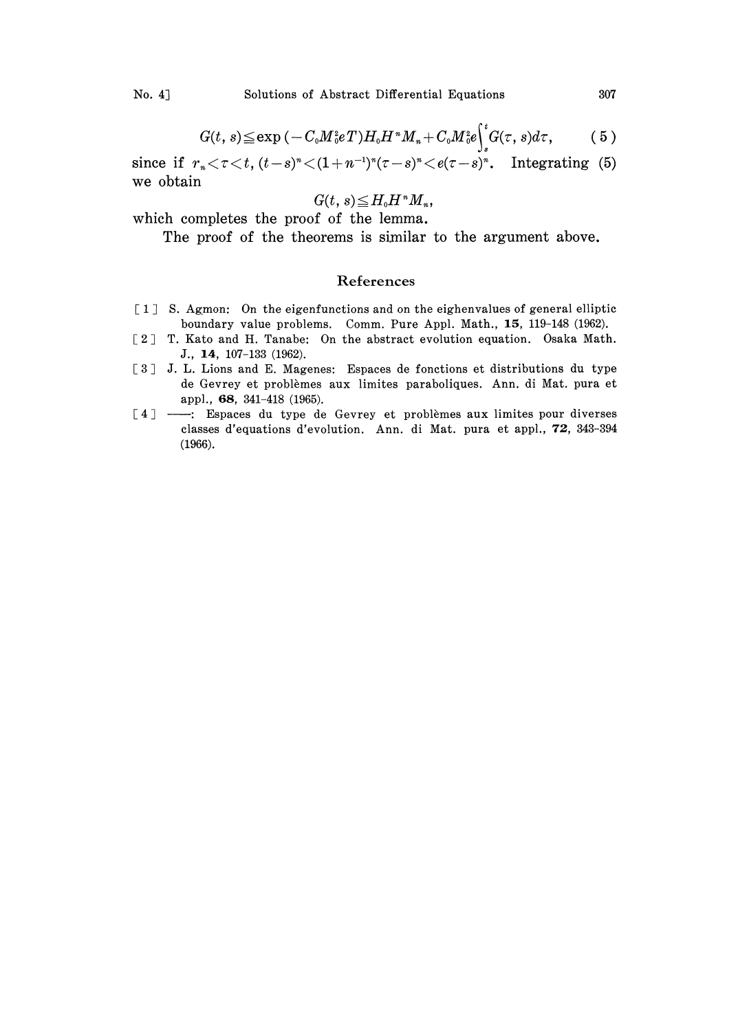$$G(t, s) \leqq \exp(-C_0 M_0^2 e T) H_0 H^n M_n + C_0 M_0^2 e \int_s^t G(\tau, s) d\tau, \tag{5}$$

since if $r_n < \tau < t$, $(t-s)^n < (1+n^{-1})^n (\tau - s)^n < e(\tau - s)^n$. Integrating (5) we obtain

$$G(t, s) \leqq H_0 H^n M_n,$$

which completes the proof of the lemma.

The proof of the theorems is similar to the argument above.

## References

[1] S. Agmon: On the eigenfunctions and on the eighenvalues of general elliptic boundary value problems. Comm. Pure Appl. Math., **15**, 119-148 (1962).

[2] T. Kato and H. Tanabe: On the abstract evolution equation. Osaka Math. J., **14**, 107-133 (1962).

[3] J. L. Lions and E. Magenes: Espaces de fonctions et distributions du type de Gevrey et problèmes aux limites paraboliques. Ann. di Mat. pura et appl., **68**, 341-418 (1965).

[4] ——: Espaces du type de Gevrey et problèmes aux limites pour diverses classes d'equations d'evolution. Ann. di Mat. pura et appl., **72**, 343-394 (1966).